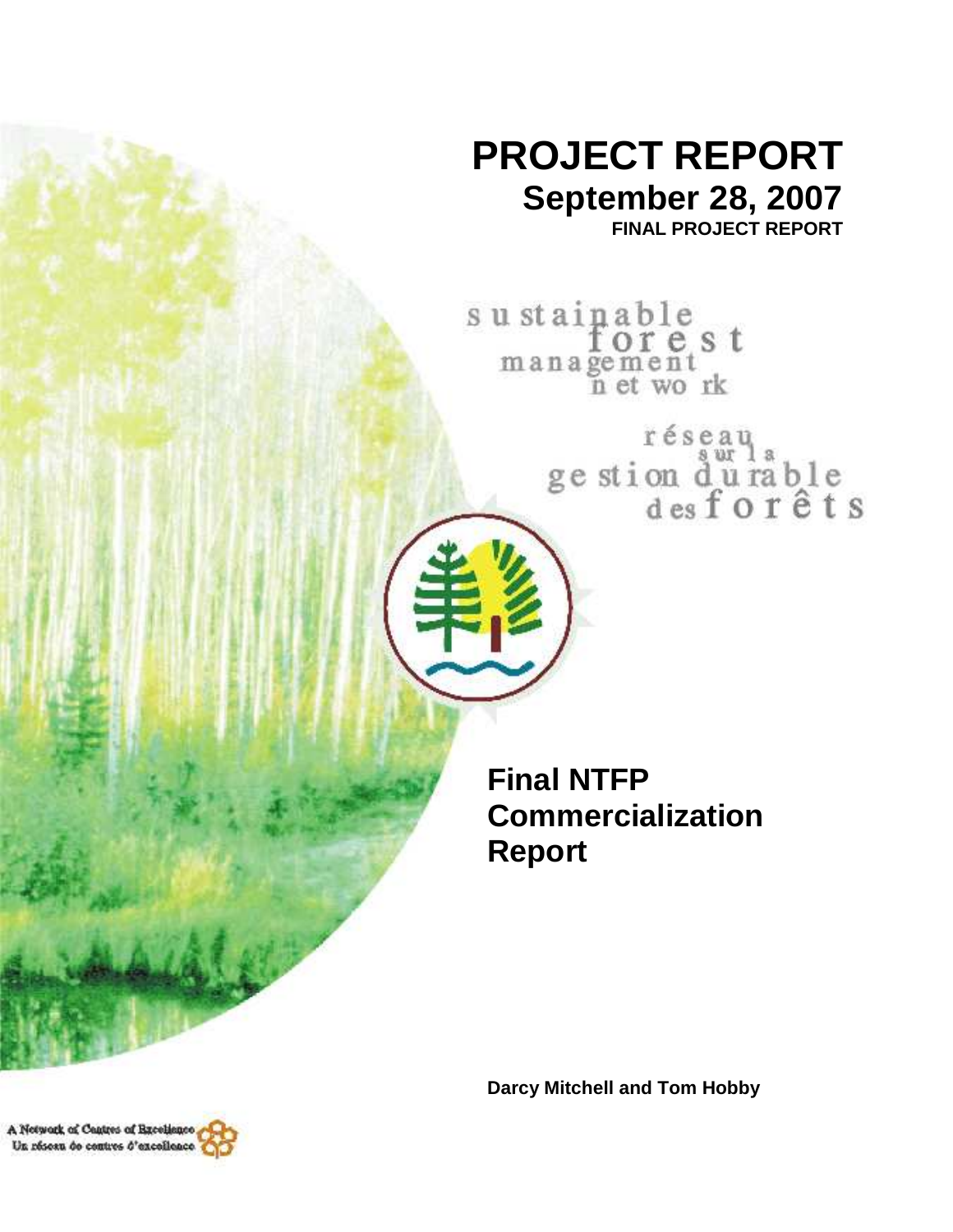# PROJECT REPORT

## September 28, 2007

**FINAL PROJECT REPORT**

sustainable forest management network

réseau sur la gestion durable des forêts

## Final NTFP Commercialization Report

**Darcy Mitchell and Tom Hobby**

A Network of Centres of Excellence
Un réseau de centres d'excellence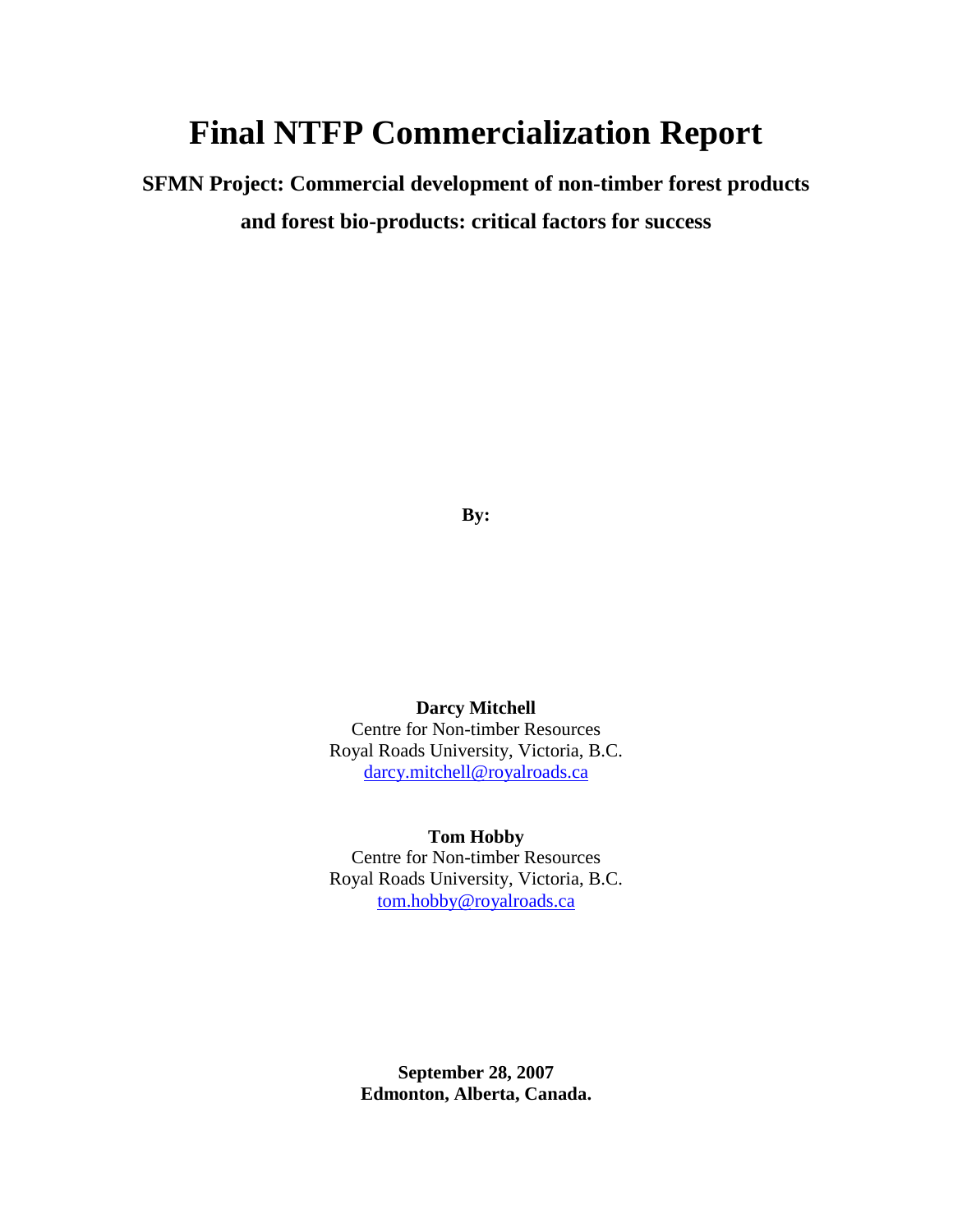# Final NTFP Commercialization Report

**SFMN Project: Commercial development of non-timber forest products and forest bio-products: critical factors for success**

**By:**

**Darcy Mitchell**
Centre for Non-timber Resources
Royal Roads University, Victoria, B.C.
darcy.mitchell@royalroads.ca

**Tom Hobby**
Centre for Non-timber Resources
Royal Roads University, Victoria, B.C.
tom.hobby@royalroads.ca

**September 28, 2007**
**Edmonton, Alberta, Canada.**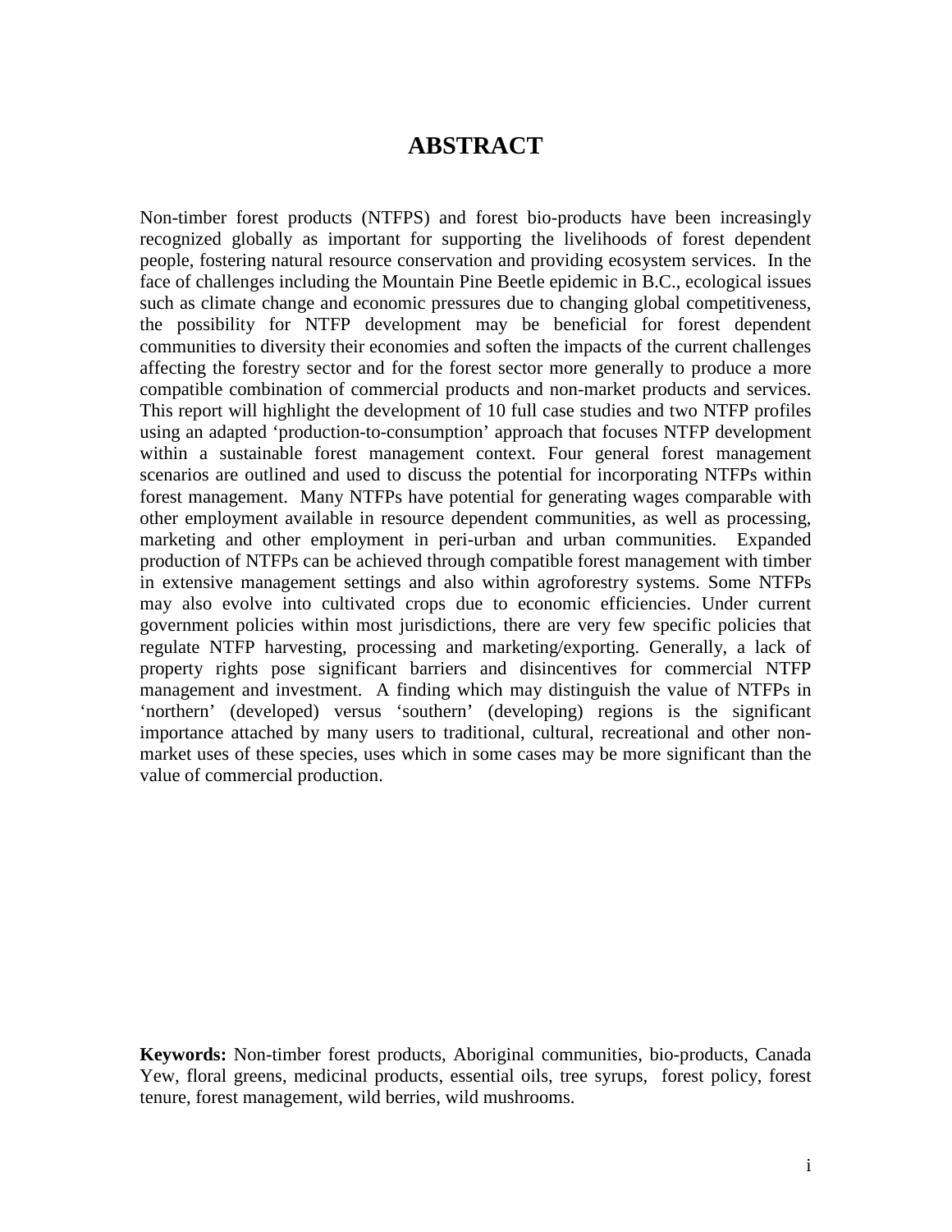# ABSTRACT

Non-timber forest products (NTFPS) and forest bio-products have been increasingly recognized globally as important for supporting the livelihoods of forest dependent people, fostering natural resource conservation and providing ecosystem services. In the face of challenges including the Mountain Pine Beetle epidemic in B.C., ecological issues such as climate change and economic pressures due to changing global competitiveness, the possibility for NTFP development may be beneficial for forest dependent communities to diversity their economies and soften the impacts of the current challenges affecting the forestry sector and for the forest sector more generally to produce a more compatible combination of commercial products and non-market products and services. This report will highlight the development of 10 full case studies and two NTFP profiles using an adapted 'production-to-consumption' approach that focuses NTFP development within a sustainable forest management context. Four general forest management scenarios are outlined and used to discuss the potential for incorporating NTFPs within forest management. Many NTFPs have potential for generating wages comparable with other employment available in resource dependent communities, as well as processing, marketing and other employment in peri-urban and urban communities. Expanded production of NTFPs can be achieved through compatible forest management with timber in extensive management settings and also within agroforestry systems. Some NTFPs may also evolve into cultivated crops due to economic efficiencies. Under current government policies within most jurisdictions, there are very few specific policies that regulate NTFP harvesting, processing and marketing/exporting. Generally, a lack of property rights pose significant barriers and disincentives for commercial NTFP management and investment. A finding which may distinguish the value of NTFPs in 'northern' (developed) versus 'southern' (developing) regions is the significant importance attached by many users to traditional, cultural, recreational and other non-market uses of these species, uses which in some cases may be more significant than the value of commercial production.

**Keywords:** Non-timber forest products, Aboriginal communities, bio-products, Canada Yew, floral greens, medicinal products, essential oils, tree syrups, forest policy, forest tenure, forest management, wild berries, wild mushrooms.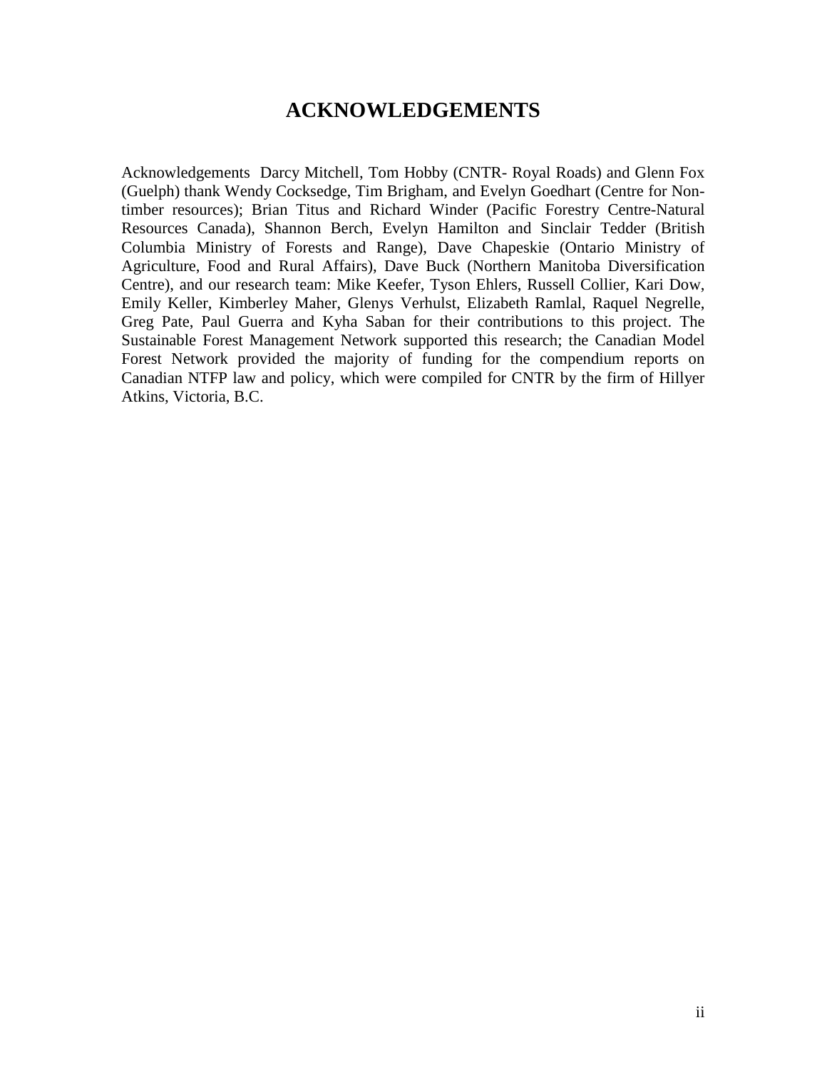# ACKNOWLEDGEMENTS

Acknowledgements Darcy Mitchell, Tom Hobby (CNTR- Royal Roads) and Glenn Fox (Guelph) thank Wendy Cocksedge, Tim Brigham, and Evelyn Goedhart (Centre for Non-timber resources); Brian Titus and Richard Winder (Pacific Forestry Centre-Natural Resources Canada), Shannon Berch, Evelyn Hamilton and Sinclair Tedder (British Columbia Ministry of Forests and Range), Dave Chapeskie (Ontario Ministry of Agriculture, Food and Rural Affairs), Dave Buck (Northern Manitoba Diversification Centre), and our research team: Mike Keefer, Tyson Ehlers, Russell Collier, Kari Dow, Emily Keller, Kimberley Maher, Glenys Verhulst, Elizabeth Ramlal, Raquel Negrelle, Greg Pate, Paul Guerra and Kyha Saban for their contributions to this project. The Sustainable Forest Management Network supported this research; the Canadian Model Forest Network provided the majority of funding for the compendium reports on Canadian NTFP law and policy, which were compiled for CNTR by the firm of Hillyer Atkins, Victoria, B.C.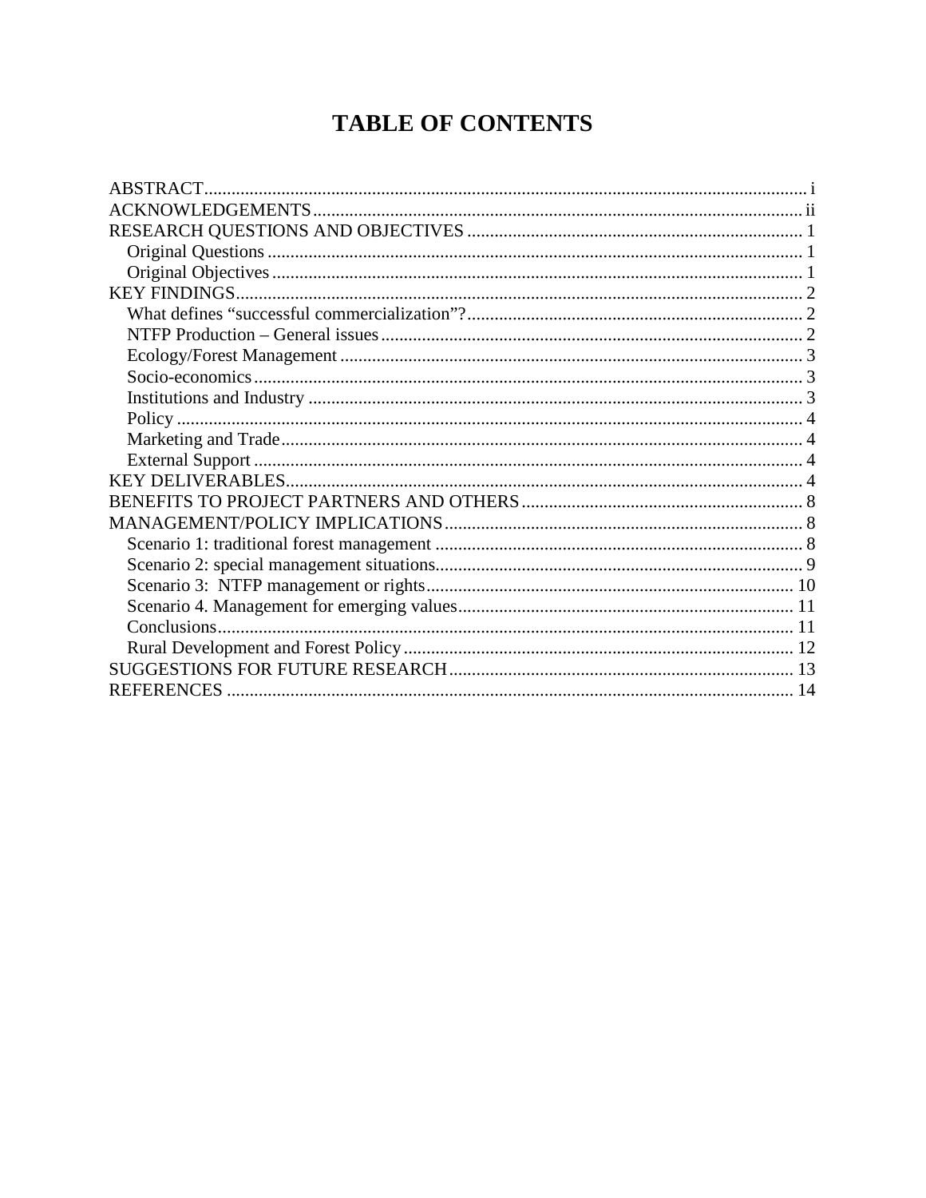# TABLE OF CONTENTS

ABSTRACT ........ i
ACKNOWLEDGEMENTS ........ ii
RESEARCH QUESTIONS AND OBJECTIVES ........ 1
- Original Questions ........ 1
- Original Objectives ........ 1

KEY FINDINGS ........ 2
- What defines “successful commercialization”? ........ 2
- NTFP Production – General issues ........ 2
- Ecology/Forest Management ........ 3
- Socio-economics ........ 3
- Institutions and Industry ........ 3
- Policy ........ 4
- Marketing and Trade ........ 4
- External Support ........ 4

KEY DELIVERABLES ........ 4
BENEFITS TO PROJECT PARTNERS AND OTHERS ........ 8
MANAGEMENT/POLICY IMPLICATIONS ........ 8
- Scenario 1: traditional forest management ........ 8
- Scenario 2: special management situations ........ 9
- Scenario 3: NTFP management or rights ........ 10
- Scenario 4. Management for emerging values ........ 11
- Conclusions ........ 11
- Rural Development and Forest Policy ........ 12

SUGGESTIONS FOR FUTURE RESEARCH ........ 13
REFERENCES ........ 14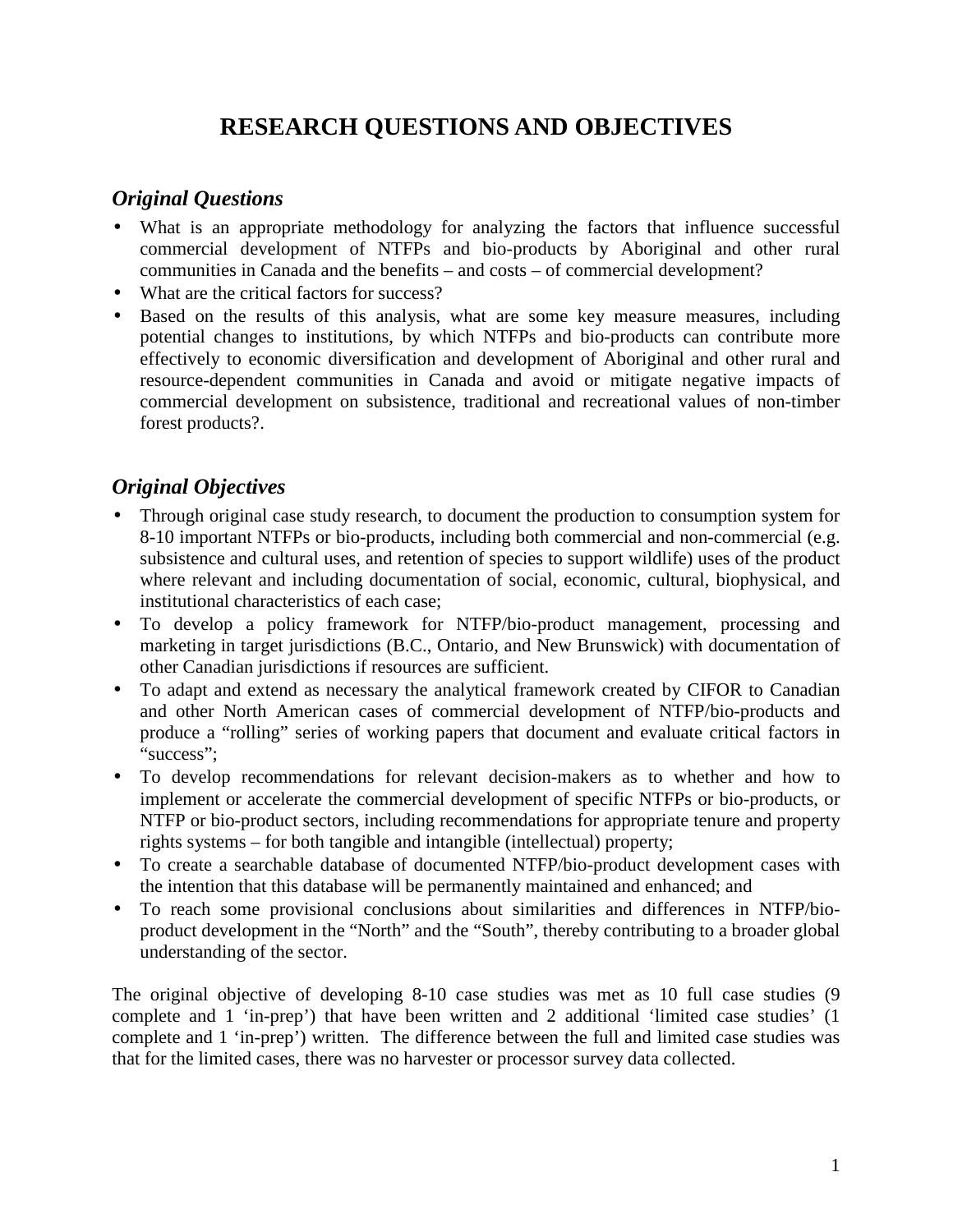# RESEARCH QUESTIONS AND OBJECTIVES

## *Original Questions*

- What is an appropriate methodology for analyzing the factors that influence successful commercial development of NTFPs and bio-products by Aboriginal and other rural communities in Canada and the benefits – and costs – of commercial development?
- What are the critical factors for success?
- Based on the results of this analysis, what are some key measure measures, including potential changes to institutions, by which NTFPs and bio-products can contribute more effectively to economic diversification and development of Aboriginal and other rural and resource-dependent communities in Canada and avoid or mitigate negative impacts of commercial development on subsistence, traditional and recreational values of non-timber forest products?.

## *Original Objectives*

- Through original case study research, to document the production to consumption system for 8-10 important NTFPs or bio-products, including both commercial and non-commercial (e.g. subsistence and cultural uses, and retention of species to support wildlife) uses of the product where relevant and including documentation of social, economic, cultural, biophysical, and institutional characteristics of each case;
- To develop a policy framework for NTFP/bio-product management, processing and marketing in target jurisdictions (B.C., Ontario, and New Brunswick) with documentation of other Canadian jurisdictions if resources are sufficient.
- To adapt and extend as necessary the analytical framework created by CIFOR to Canadian and other North American cases of commercial development of NTFP/bio-products and produce a "rolling" series of working papers that document and evaluate critical factors in "success";
- To develop recommendations for relevant decision-makers as to whether and how to implement or accelerate the commercial development of specific NTFPs or bio-products, or NTFP or bio-product sectors, including recommendations for appropriate tenure and property rights systems – for both tangible and intangible (intellectual) property;
- To create a searchable database of documented NTFP/bio-product development cases with the intention that this database will be permanently maintained and enhanced; and
- To reach some provisional conclusions about similarities and differences in NTFP/bio-product development in the "North" and the "South", thereby contributing to a broader global understanding of the sector.

The original objective of developing 8-10 case studies was met as 10 full case studies (9 complete and 1 'in-prep') that have been written and 2 additional 'limited case studies' (1 complete and 1 'in-prep') written. The difference between the full and limited case studies was that for the limited cases, there was no harvester or processor survey data collected.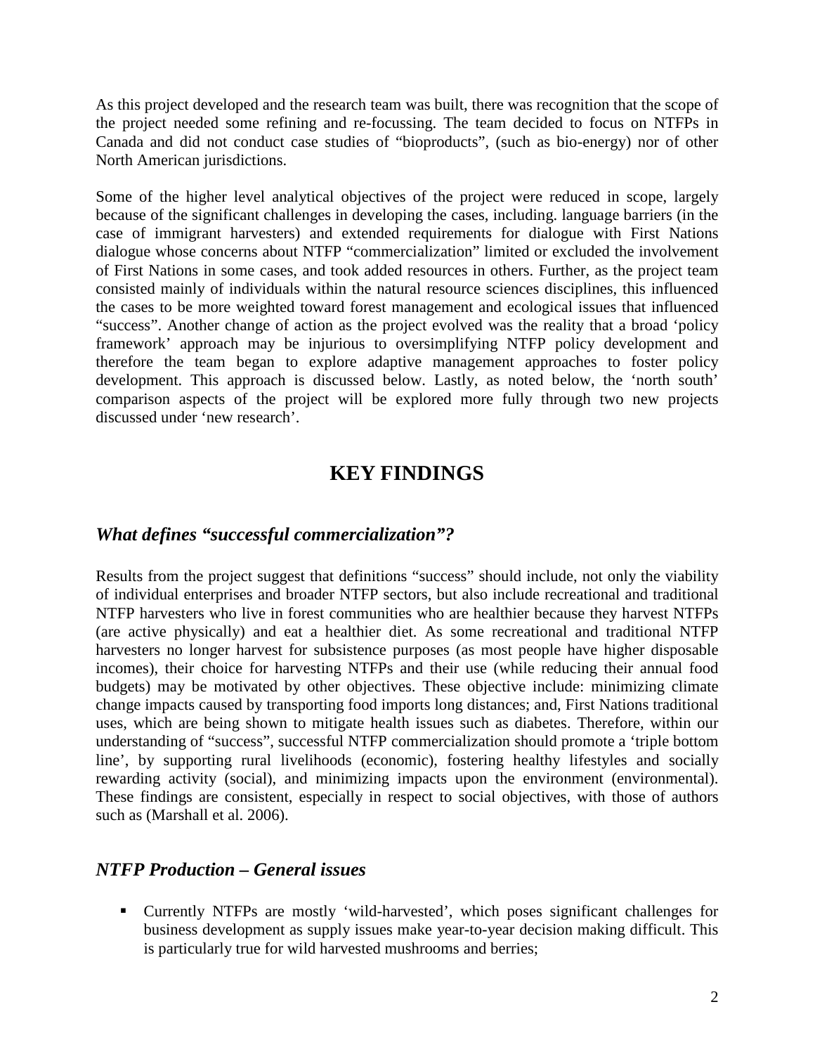As this project developed and the research team was built, there was recognition that the scope of the project needed some refining and re-focussing. The team decided to focus on NTFPs in Canada and did not conduct case studies of "bioproducts", (such as bio-energy) nor of other North American jurisdictions.

Some of the higher level analytical objectives of the project were reduced in scope, largely because of the significant challenges in developing the cases, including. language barriers (in the case of immigrant harvesters) and extended requirements for dialogue with First Nations dialogue whose concerns about NTFP "commercialization" limited or excluded the involvement of First Nations in some cases, and took added resources in others. Further, as the project team consisted mainly of individuals within the natural resource sciences disciplines, this influenced the cases to be more weighted toward forest management and ecological issues that influenced "success". Another change of action as the project evolved was the reality that a broad 'policy framework' approach may be injurious to oversimplifying NTFP policy development and therefore the team began to explore adaptive management approaches to foster policy development. This approach is discussed below. Lastly, as noted below, the 'north south' comparison aspects of the project will be explored more fully through two new projects discussed under 'new research'.

# KEY FINDINGS

## *What defines "successful commercialization"?*

Results from the project suggest that definitions "success" should include, not only the viability of individual enterprises and broader NTFP sectors, but also include recreational and traditional NTFP harvesters who live in forest communities who are healthier because they harvest NTFPs (are active physically) and eat a healthier diet. As some recreational and traditional NTFP harvesters no longer harvest for subsistence purposes (as most people have higher disposable incomes), their choice for harvesting NTFPs and their use (while reducing their annual food budgets) may be motivated by other objectives. These objective include: minimizing climate change impacts caused by transporting food imports long distances; and, First Nations traditional uses, which are being shown to mitigate health issues such as diabetes. Therefore, within our understanding of "success", successful NTFP commercialization should promote a 'triple bottom line', by supporting rural livelihoods (economic), fostering healthy lifestyles and socially rewarding activity (social), and minimizing impacts upon the environment (environmental). These findings are consistent, especially in respect to social objectives, with those of authors such as (Marshall et al. 2006).

## *NTFP Production – General issues*

- Currently NTFPs are mostly 'wild-harvested', which poses significant challenges for business development as supply issues make year-to-year decision making difficult. This is particularly true for wild harvested mushrooms and berries;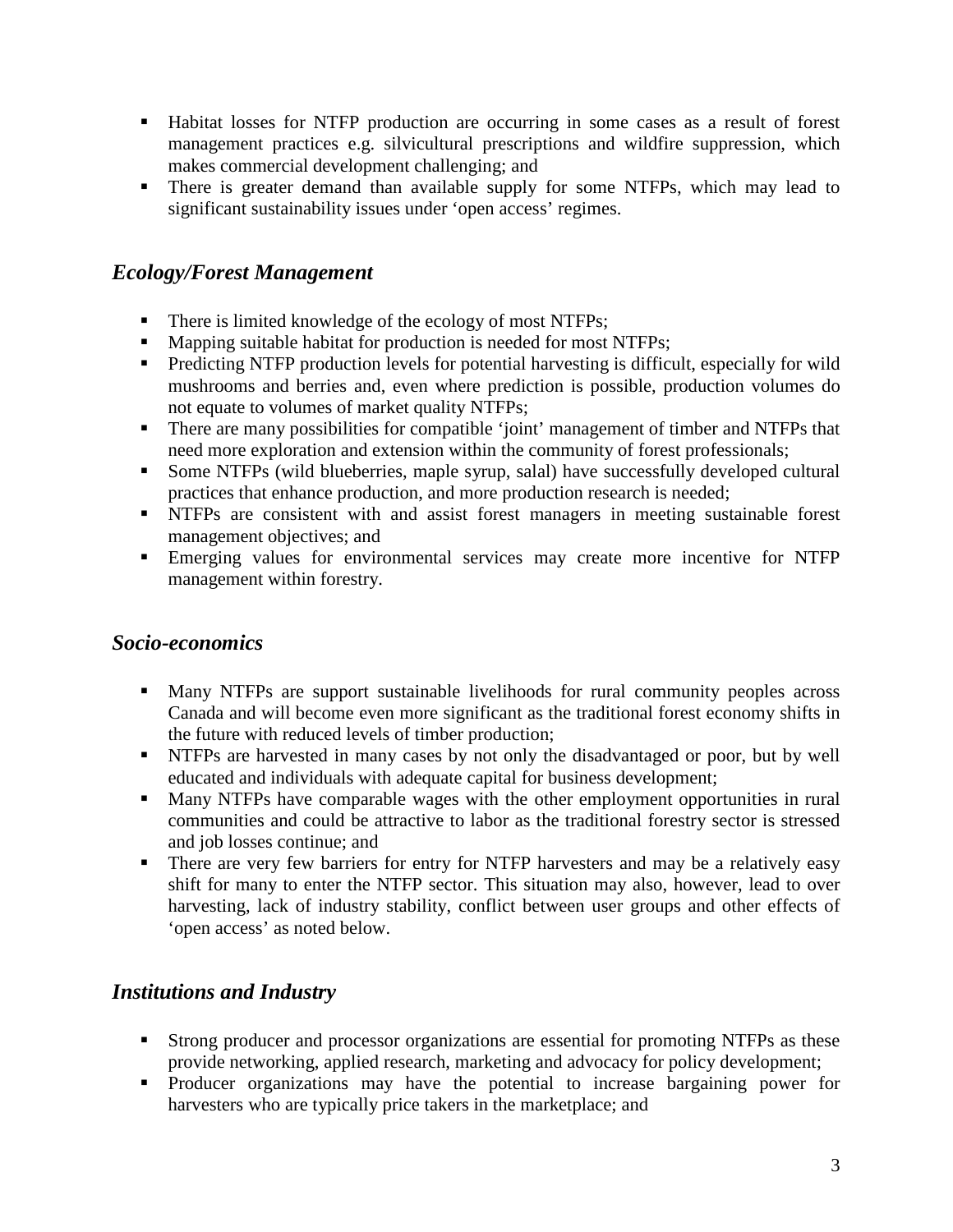- Habitat losses for NTFP production are occurring in some cases as a result of forest management practices e.g. silvicultural prescriptions and wildfire suppression, which makes commercial development challenging; and
- There is greater demand than available supply for some NTFPs, which may lead to significant sustainability issues under 'open access' regimes.

## *Ecology/Forest Management*

- There is limited knowledge of the ecology of most NTFPs;
- Mapping suitable habitat for production is needed for most NTFPs;
- Predicting NTFP production levels for potential harvesting is difficult, especially for wild mushrooms and berries and, even where prediction is possible, production volumes do not equate to volumes of market quality NTFPs;
- There are many possibilities for compatible 'joint' management of timber and NTFPs that need more exploration and extension within the community of forest professionals;
- Some NTFPs (wild blueberries, maple syrup, salal) have successfully developed cultural practices that enhance production, and more production research is needed;
- NTFPs are consistent with and assist forest managers in meeting sustainable forest management objectives; and
- Emerging values for environmental services may create more incentive for NTFP management within forestry.

## *Socio-economics*

- Many NTFPs are support sustainable livelihoods for rural community peoples across Canada and will become even more significant as the traditional forest economy shifts in the future with reduced levels of timber production;
- NTFPs are harvested in many cases by not only the disadvantaged or poor, but by well educated and individuals with adequate capital for business development;
- Many NTFPs have comparable wages with the other employment opportunities in rural communities and could be attractive to labor as the traditional forestry sector is stressed and job losses continue; and
- There are very few barriers for entry for NTFP harvesters and may be a relatively easy shift for many to enter the NTFP sector. This situation may also, however, lead to over harvesting, lack of industry stability, conflict between user groups and other effects of 'open access' as noted below.

## *Institutions and Industry*

- Strong producer and processor organizations are essential for promoting NTFPs as these provide networking, applied research, marketing and advocacy for policy development;
- Producer organizations may have the potential to increase bargaining power for harvesters who are typically price takers in the marketplace; and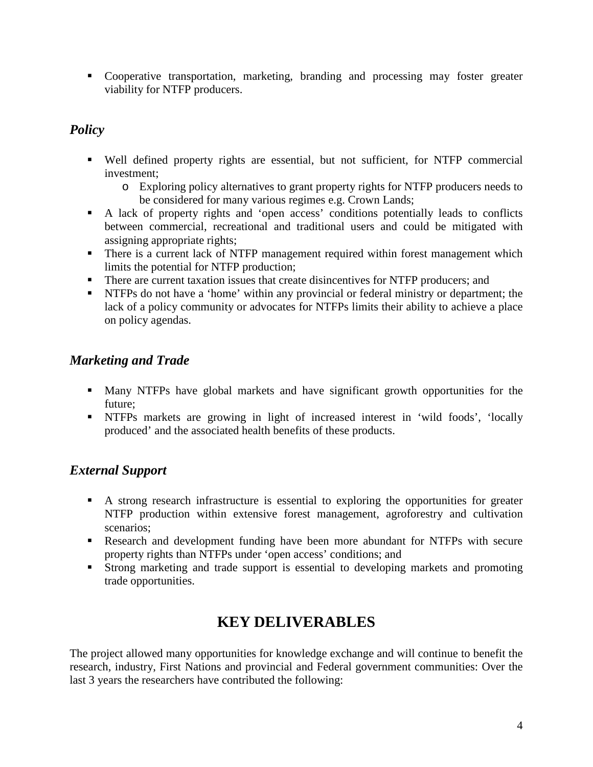- Cooperative transportation, marketing, branding and processing may foster greater viability for NTFP producers.

### *Policy*

- Well defined property rights are essential, but not sufficient, for NTFP commercial investment;
  - Exploring policy alternatives to grant property rights for NTFP producers needs to be considered for many various regimes e.g. Crown Lands;
- A lack of property rights and 'open access' conditions potentially leads to conflicts between commercial, recreational and traditional users and could be mitigated with assigning appropriate rights;
- There is a current lack of NTFP management required within forest management which limits the potential for NTFP production;
- There are current taxation issues that create disincentives for NTFP producers; and
- NTFPs do not have a 'home' within any provincial or federal ministry or department; the lack of a policy community or advocates for NTFPs limits their ability to achieve a place on policy agendas.

### *Marketing and Trade*

- Many NTFPs have global markets and have significant growth opportunities for the future;
- NTFPs markets are growing in light of increased interest in 'wild foods', 'locally produced' and the associated health benefits of these products.

### *External Support*

- A strong research infrastructure is essential to exploring the opportunities for greater NTFP production within extensive forest management, agroforestry and cultivation scenarios;
- Research and development funding have been more abundant for NTFPs with secure property rights than NTFPs under 'open access' conditions; and
- Strong marketing and trade support is essential to developing markets and promoting trade opportunities.

## KEY DELIVERABLES

The project allowed many opportunities for knowledge exchange and will continue to benefit the research, industry, First Nations and provincial and Federal government communities: Over the last 3 years the researchers have contributed the following: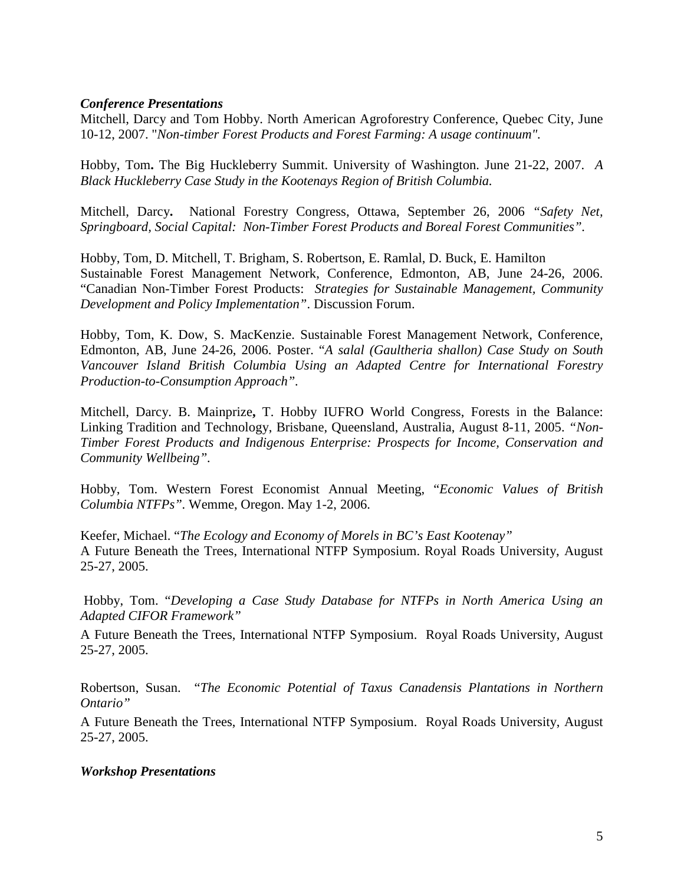***Conference Presentations***

Mitchell, Darcy and Tom Hobby. North American Agroforestry Conference, Quebec City, June 10-12, 2007. "*Non-timber Forest Products and Forest Farming: A usage continuum".*

Hobby, Tom**.** The Big Huckleberry Summit. University of Washington. June 21-22, 2007. *A Black Huckleberry Case Study in the Kootenays Region of British Columbia.*

Mitchell, Darcy**.** National Forestry Congress, Ottawa, September 26, 2006 *"Safety Net, Springboard, Social Capital: Non-Timber Forest Products and Boreal Forest Communities".*

Hobby, Tom, D. Mitchell, T. Brigham, S. Robertson, E. Ramlal, D. Buck, E. Hamilton Sustainable Forest Management Network, Conference, Edmonton, AB, June 24-26, 2006. "Canadian Non-Timber Forest Products: *Strategies for Sustainable Management, Community Development and Policy Implementation"*. Discussion Forum.

Hobby, Tom, K. Dow, S. MacKenzie. Sustainable Forest Management Network, Conference, Edmonton, AB, June 24-26, 2006. Poster. "*A salal (Gaultheria shallon) Case Study on South Vancouver Island British Columbia Using an Adapted Centre for International Forestry Production-to-Consumption Approach".*

Mitchell, Darcy. B. Mainprize**,** T. Hobby IUFRO World Congress, Forests in the Balance: Linking Tradition and Technology, Brisbane, Queensland, Australia, August 8-11, 2005. *"Non-Timber Forest Products and Indigenous Enterprise: Prospects for Income, Conservation and Community Wellbeing".*

Hobby, Tom. Western Forest Economist Annual Meeting, "*Economic Values of British Columbia NTFPs"*. Wemme, Oregon. May 1-2, 2006.

Keefer, Michael. "*The Ecology and Economy of Morels in BC's East Kootenay"*
A Future Beneath the Trees, International NTFP Symposium. Royal Roads University, August 25-27, 2005.

Hobby, Tom. "*Developing a Case Study Database for NTFPs in North America Using an Adapted CIFOR Framework"*

A Future Beneath the Trees, International NTFP Symposium. Royal Roads University, August 25-27, 2005.

Robertson, Susan. "*The Economic Potential of Taxus Canadensis Plantations in Northern Ontario"*

A Future Beneath the Trees, International NTFP Symposium. Royal Roads University, August 25-27, 2005.

***Workshop Presentations***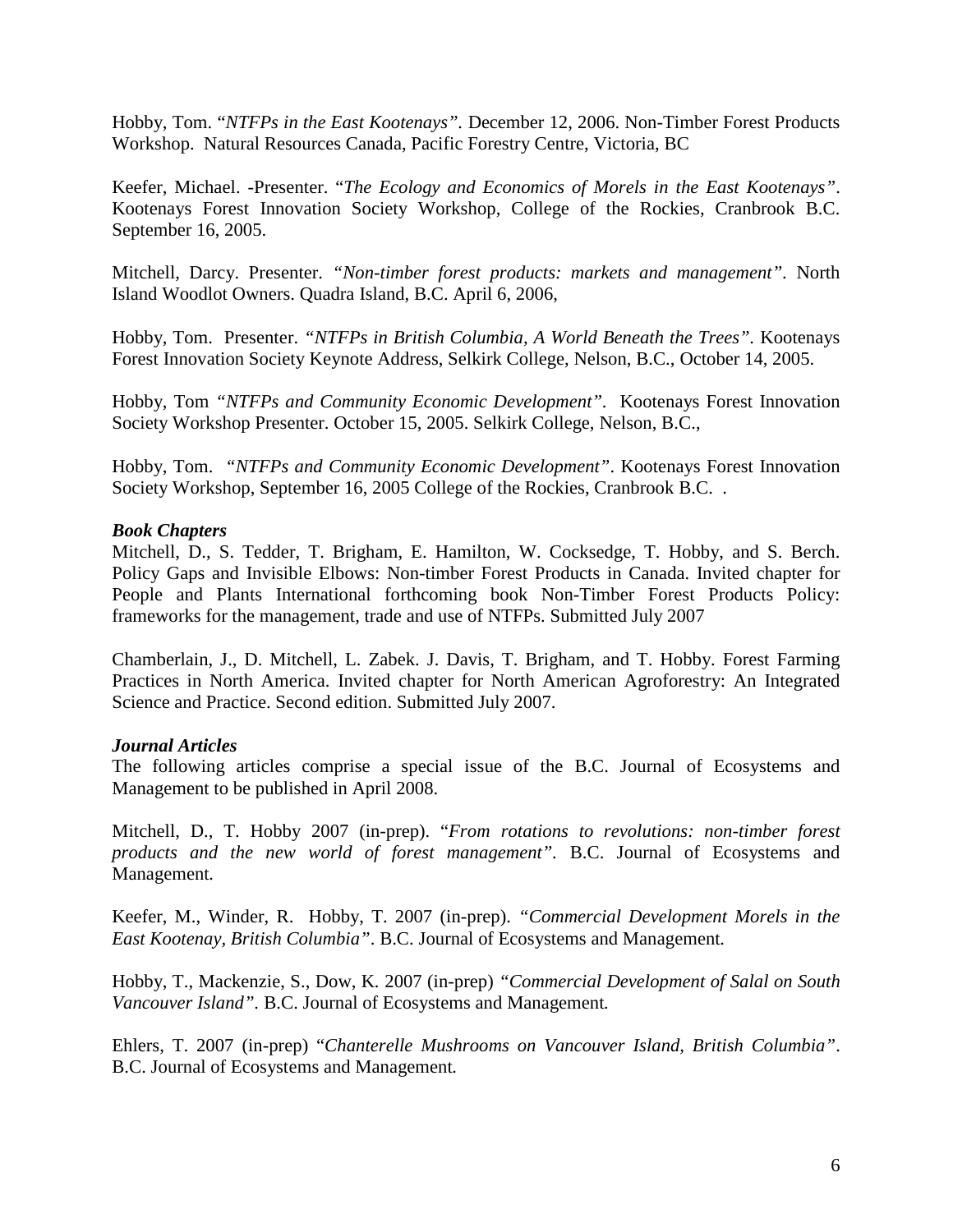Hobby, Tom. "*NTFPs in the East Kootenays"*. December 12, 2006. Non-Timber Forest Products Workshop. Natural Resources Canada, Pacific Forestry Centre, Victoria, BC

Keefer, Michael. -Presenter. "*The Ecology and Economics of Morels in the East Kootenays"*. Kootenays Forest Innovation Society Workshop, College of the Rockies, Cranbrook B.C. September 16, 2005.

Mitchell, Darcy. Presenter. *"Non-timber forest products: markets and management"*. North Island Woodlot Owners. Quadra Island, B.C. April 6, 2006,

Hobby, Tom. Presenter. *"NTFPs in British Columbia, A World Beneath the Trees"*. Kootenays Forest Innovation Society Keynote Address, Selkirk College, Nelson, B.C., October 14, 2005.

Hobby, Tom *"NTFPs and Community Economic Development"*. Kootenays Forest Innovation Society Workshop Presenter. October 15, 2005. Selkirk College, Nelson, B.C.,

Hobby, Tom. *"NTFPs and Community Economic Development"*. Kootenays Forest Innovation Society Workshop, September 16, 2005 College of the Rockies, Cranbrook B.C. .

***Book Chapters***

Mitchell, D., S. Tedder, T. Brigham, E. Hamilton, W. Cocksedge, T. Hobby, and S. Berch. Policy Gaps and Invisible Elbows: Non-timber Forest Products in Canada. Invited chapter for People and Plants International forthcoming book Non-Timber Forest Products Policy: frameworks for the management, trade and use of NTFPs. Submitted July 2007

Chamberlain, J., D. Mitchell, L. Zabek. J. Davis, T. Brigham, and T. Hobby. Forest Farming Practices in North America. Invited chapter for North American Agroforestry: An Integrated Science and Practice. Second edition. Submitted July 2007.

***Journal Articles***

The following articles comprise a special issue of the B.C. Journal of Ecosystems and Management to be published in April 2008.

Mitchell, D., T. Hobby 2007 (in-prep). "*From rotations to revolutions: non-timber forest products and the new world of forest management"*. B.C. Journal of Ecosystems and Management.

Keefer, M., Winder, R. Hobby, T. 2007 (in-prep). *"Commercial Development Morels in the East Kootenay, British Columbia"*. B.C. Journal of Ecosystems and Management.

Hobby, T., Mackenzie, S., Dow, K. 2007 (in-prep) *"Commercial Development of Salal on South Vancouver Island"*. B.C. Journal of Ecosystems and Management.

Ehlers, T. 2007 (in-prep) "*Chanterelle Mushrooms on Vancouver Island, British Columbia"*. B.C. Journal of Ecosystems and Management.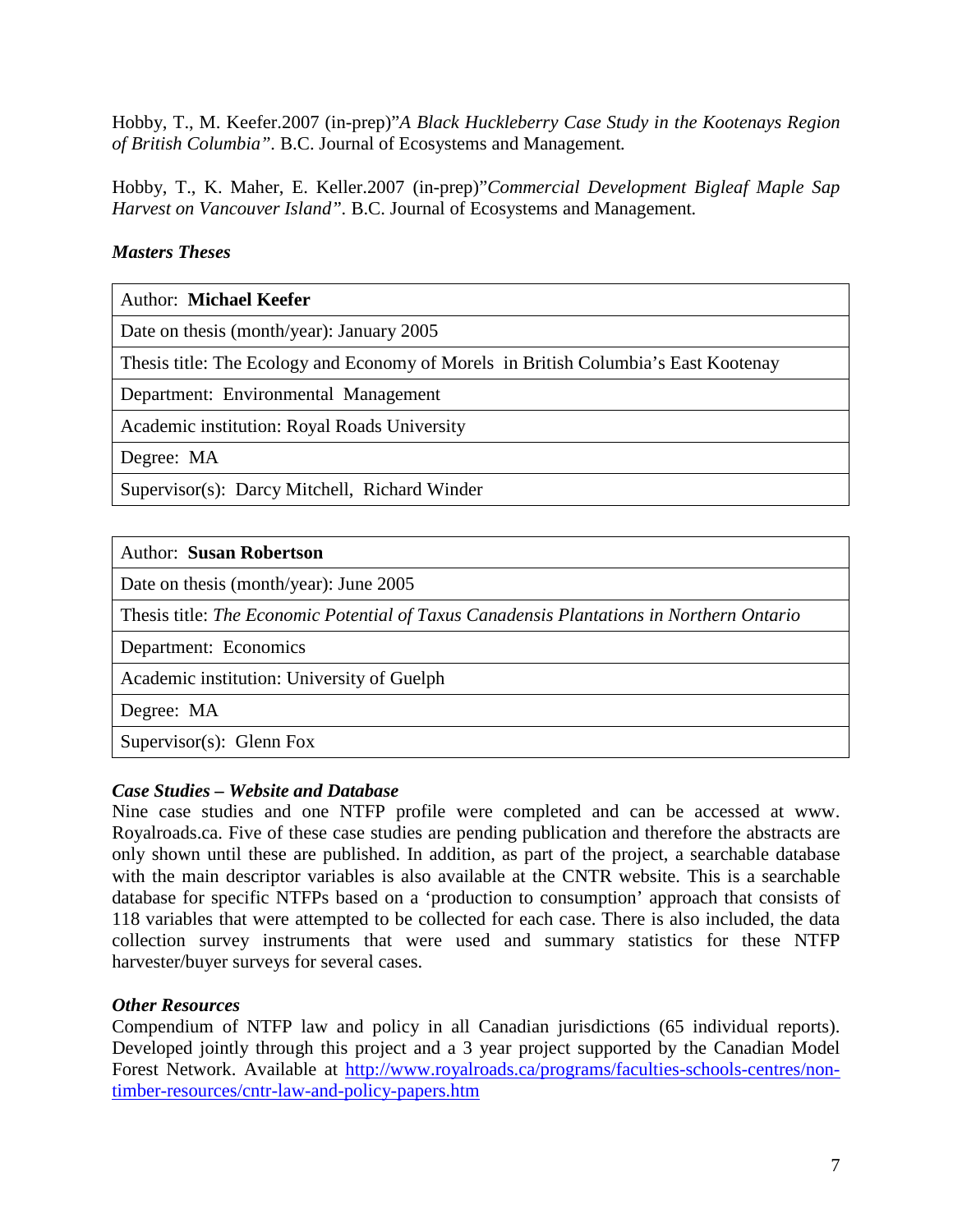Hobby, T., M. Keefer.2007 (in-prep)”*A Black Huckleberry Case Study in the Kootenays Region of British Columbia”*. B.C. Journal of Ecosystems and Management.

Hobby, T., K. Maher, E. Keller.2007 (in-prep)”*Commercial Development Bigleaf Maple Sap Harvest on Vancouver Island”*. B.C. Journal of Ecosystems and Management.

***Masters Theses***

| Author: **Michael Keefer** |
|---|
| Date on thesis (month/year): January 2005 |
| Thesis title: The Ecology and Economy of Morels in British Columbia’s East Kootenay |
| Department: Environmental Management |
| Academic institution: Royal Roads University |
| Degree: MA |
| Supervisor(s): Darcy Mitchell, Richard Winder |

| Author: **Susan Robertson** |
|---|
| Date on thesis (month/year): June 2005 |
| Thesis title: *The Economic Potential of Taxus Canadensis Plantations in Northern Ontario* |
| Department: Economics |
| Academic institution: University of Guelph |
| Degree: MA |
| Supervisor(s): Glenn Fox |

***Case Studies – Website and Database***

Nine case studies and one NTFP profile were completed and can be accessed at www. Royalroads.ca. Five of these case studies are pending publication and therefore the abstracts are only shown until these are published. In addition, as part of the project, a searchable database with the main descriptor variables is also available at the CNTR website. This is a searchable database for specific NTFPs based on a ‘production to consumption’ approach that consists of 118 variables that were attempted to be collected for each case. There is also included, the data collection survey instruments that were used and summary statistics for these NTFP harvester/buyer surveys for several cases.

***Other Resources***

Compendium of NTFP law and policy in all Canadian jurisdictions (65 individual reports). Developed jointly through this project and a 3 year project supported by the Canadian Model Forest Network. Available at http://www.royalroads.ca/programs/faculties-schools-centres/non-timber-resources/cntr-law-and-policy-papers.htm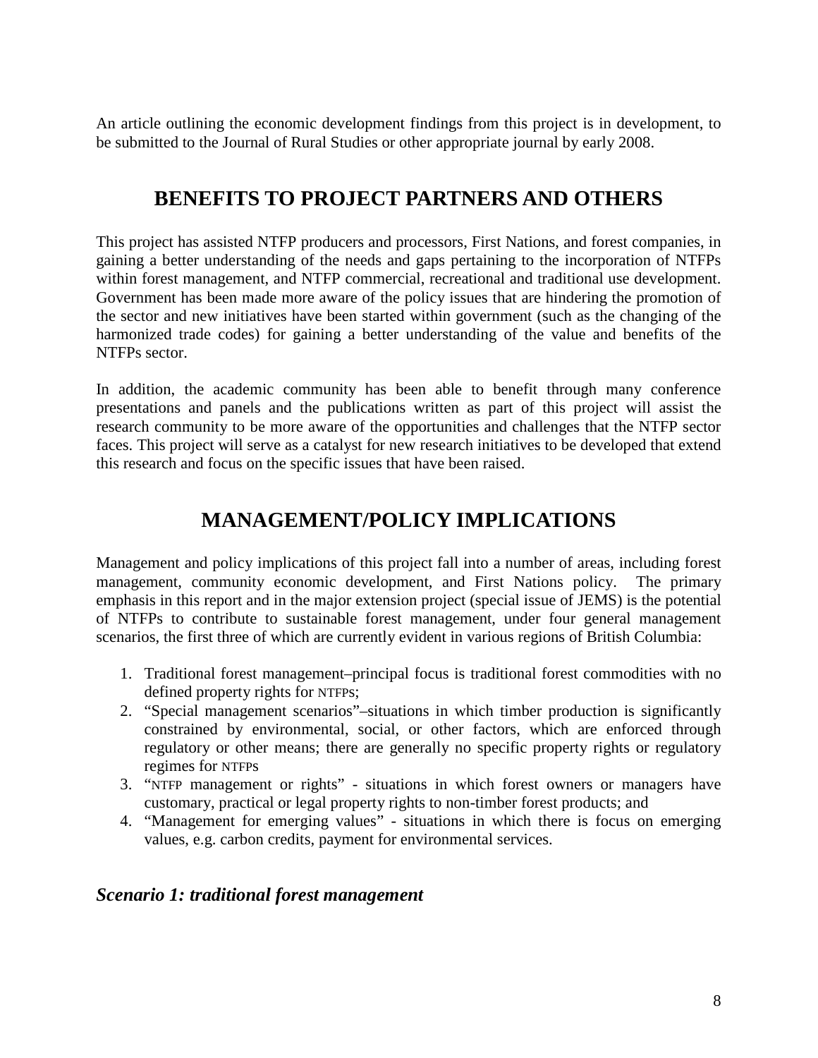An article outlining the economic development findings from this project is in development, to be submitted to the Journal of Rural Studies or other appropriate journal by early 2008.

## BENEFITS TO PROJECT PARTNERS AND OTHERS

This project has assisted NTFP producers and processors, First Nations, and forest companies, in gaining a better understanding of the needs and gaps pertaining to the incorporation of NTFPs within forest management, and NTFP commercial, recreational and traditional use development. Government has been made more aware of the policy issues that are hindering the promotion of the sector and new initiatives have been started within government (such as the changing of the harmonized trade codes) for gaining a better understanding of the value and benefits of the NTFPs sector.

In addition, the academic community has been able to benefit through many conference presentations and panels and the publications written as part of this project will assist the research community to be more aware of the opportunities and challenges that the NTFP sector faces. This project will serve as a catalyst for new research initiatives to be developed that extend this research and focus on the specific issues that have been raised.

## MANAGEMENT/POLICY IMPLICATIONS

Management and policy implications of this project fall into a number of areas, including forest management, community economic development, and First Nations policy. The primary emphasis in this report and in the major extension project (special issue of JEMS) is the potential of NTFPs to contribute to sustainable forest management, under four general management scenarios, the first three of which are currently evident in various regions of British Columbia:

1. Traditional forest management–principal focus is traditional forest commodities with no defined property rights for NTFPs;
2. "Special management scenarios"–situations in which timber production is significantly constrained by environmental, social, or other factors, which are enforced through regulatory or other means; there are generally no specific property rights or regulatory regimes for NTFPs
3. "NTFP management or rights" - situations in which forest owners or managers have customary, practical or legal property rights to non-timber forest products; and
4. "Management for emerging values" - situations in which there is focus on emerging values, e.g. carbon credits, payment for environmental services.

### *Scenario 1: traditional forest management*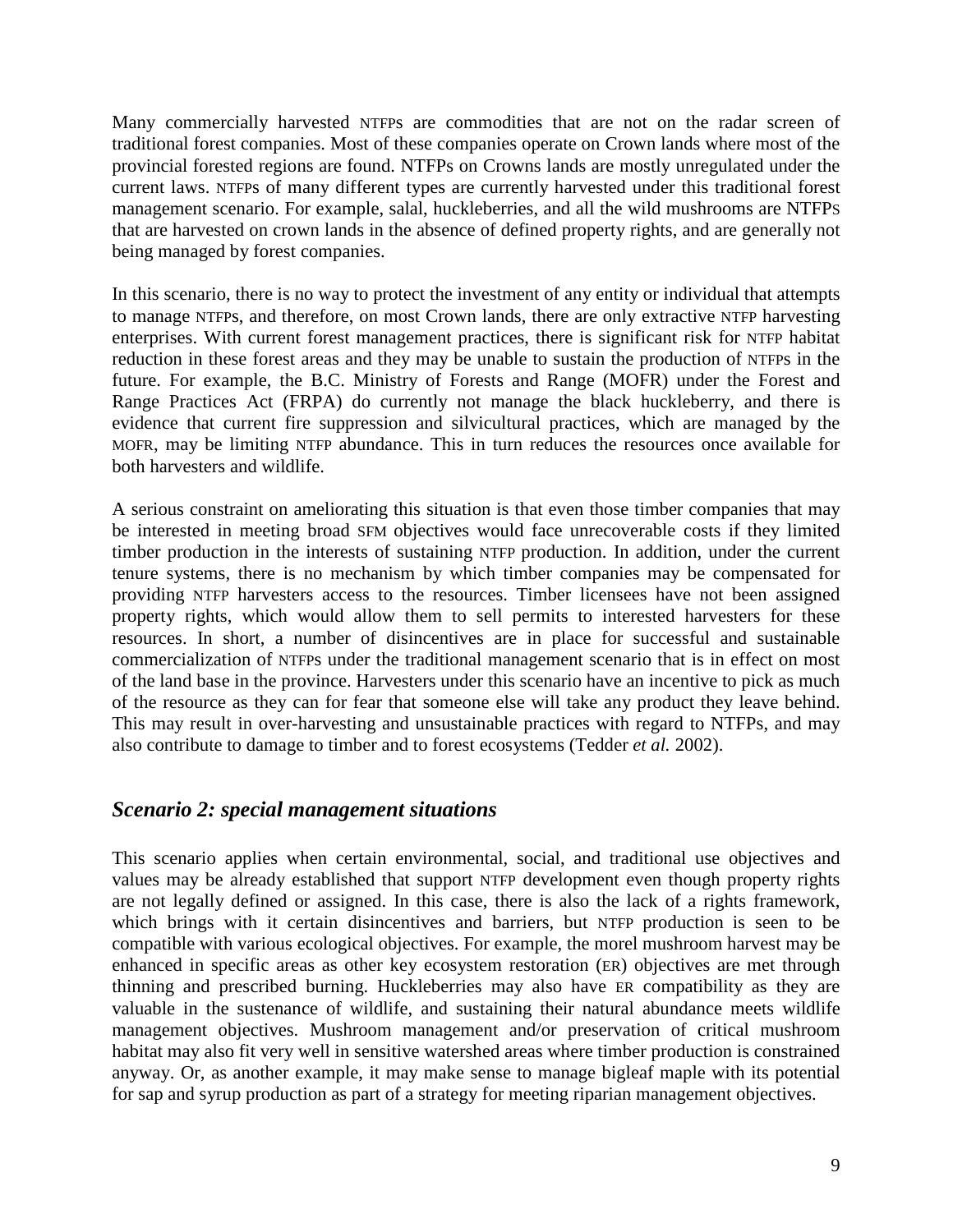Many commercially harvested NTFPs are commodities that are not on the radar screen of traditional forest companies. Most of these companies operate on Crown lands where most of the provincial forested regions are found. NTFPs on Crowns lands are mostly unregulated under the current laws. NTFPs of many different types are currently harvested under this traditional forest management scenario. For example, salal, huckleberries, and all the wild mushrooms are NTFPs that are harvested on crown lands in the absence of defined property rights, and are generally not being managed by forest companies.

In this scenario, there is no way to protect the investment of any entity or individual that attempts to manage NTFPs, and therefore, on most Crown lands, there are only extractive NTFP harvesting enterprises. With current forest management practices, there is significant risk for NTFP habitat reduction in these forest areas and they may be unable to sustain the production of NTFPs in the future. For example, the B.C. Ministry of Forests and Range (MOFR) under the Forest and Range Practices Act (FRPA) do currently not manage the black huckleberry, and there is evidence that current fire suppression and silvicultural practices, which are managed by the MOFR, may be limiting NTFP abundance. This in turn reduces the resources once available for both harvesters and wildlife.

A serious constraint on ameliorating this situation is that even those timber companies that may be interested in meeting broad SFM objectives would face unrecoverable costs if they limited timber production in the interests of sustaining NTFP production. In addition, under the current tenure systems, there is no mechanism by which timber companies may be compensated for providing NTFP harvesters access to the resources. Timber licensees have not been assigned property rights, which would allow them to sell permits to interested harvesters for these resources. In short, a number of disincentives are in place for successful and sustainable commercialization of NTFPs under the traditional management scenario that is in effect on most of the land base in the province. Harvesters under this scenario have an incentive to pick as much of the resource as they can for fear that someone else will take any product they leave behind. This may result in over-harvesting and unsustainable practices with regard to NTFPs, and may also contribute to damage to timber and to forest ecosystems (Tedder *et al.* 2002).

## *Scenario 2: special management situations*

This scenario applies when certain environmental, social, and traditional use objectives and values may be already established that support NTFP development even though property rights are not legally defined or assigned. In this case, there is also the lack of a rights framework, which brings with it certain disincentives and barriers, but NTFP production is seen to be compatible with various ecological objectives. For example, the morel mushroom harvest may be enhanced in specific areas as other key ecosystem restoration (ER) objectives are met through thinning and prescribed burning. Huckleberries may also have ER compatibility as they are valuable in the sustenance of wildlife, and sustaining their natural abundance meets wildlife management objectives. Mushroom management and/or preservation of critical mushroom habitat may also fit very well in sensitive watershed areas where timber production is constrained anyway. Or, as another example, it may make sense to manage bigleaf maple with its potential for sap and syrup production as part of a strategy for meeting riparian management objectives.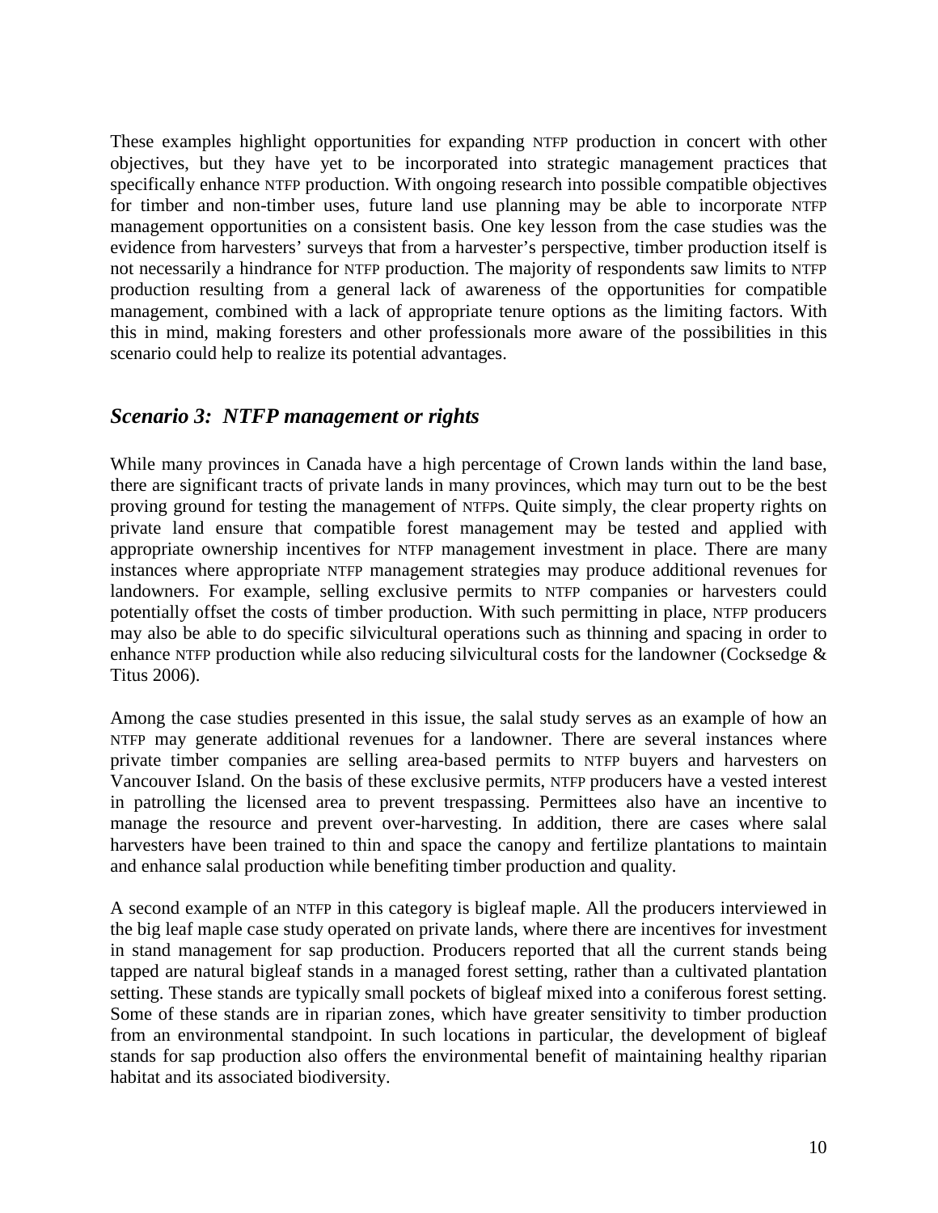These examples highlight opportunities for expanding NTFP production in concert with other objectives, but they have yet to be incorporated into strategic management practices that specifically enhance NTFP production. With ongoing research into possible compatible objectives for timber and non-timber uses, future land use planning may be able to incorporate NTFP management opportunities on a consistent basis. One key lesson from the case studies was the evidence from harvesters' surveys that from a harvester's perspective, timber production itself is not necessarily a hindrance for NTFP production. The majority of respondents saw limits to NTFP production resulting from a general lack of awareness of the opportunities for compatible management, combined with a lack of appropriate tenure options as the limiting factors. With this in mind, making foresters and other professionals more aware of the possibilities in this scenario could help to realize its potential advantages.

## *Scenario 3: NTFP management or rights*

While many provinces in Canada have a high percentage of Crown lands within the land base, there are significant tracts of private lands in many provinces, which may turn out to be the best proving ground for testing the management of NTFPs. Quite simply, the clear property rights on private land ensure that compatible forest management may be tested and applied with appropriate ownership incentives for NTFP management investment in place. There are many instances where appropriate NTFP management strategies may produce additional revenues for landowners. For example, selling exclusive permits to NTFP companies or harvesters could potentially offset the costs of timber production. With such permitting in place, NTFP producers may also be able to do specific silvicultural operations such as thinning and spacing in order to enhance NTFP production while also reducing silvicultural costs for the landowner (Cocksedge & Titus 2006).

Among the case studies presented in this issue, the salal study serves as an example of how an NTFP may generate additional revenues for a landowner. There are several instances where private timber companies are selling area-based permits to NTFP buyers and harvesters on Vancouver Island. On the basis of these exclusive permits, NTFP producers have a vested interest in patrolling the licensed area to prevent trespassing. Permittees also have an incentive to manage the resource and prevent over-harvesting. In addition, there are cases where salal harvesters have been trained to thin and space the canopy and fertilize plantations to maintain and enhance salal production while benefiting timber production and quality.

A second example of an NTFP in this category is bigleaf maple. All the producers interviewed in the big leaf maple case study operated on private lands, where there are incentives for investment in stand management for sap production. Producers reported that all the current stands being tapped are natural bigleaf stands in a managed forest setting, rather than a cultivated plantation setting. These stands are typically small pockets of bigleaf mixed into a coniferous forest setting. Some of these stands are in riparian zones, which have greater sensitivity to timber production from an environmental standpoint. In such locations in particular, the development of bigleaf stands for sap production also offers the environmental benefit of maintaining healthy riparian habitat and its associated biodiversity.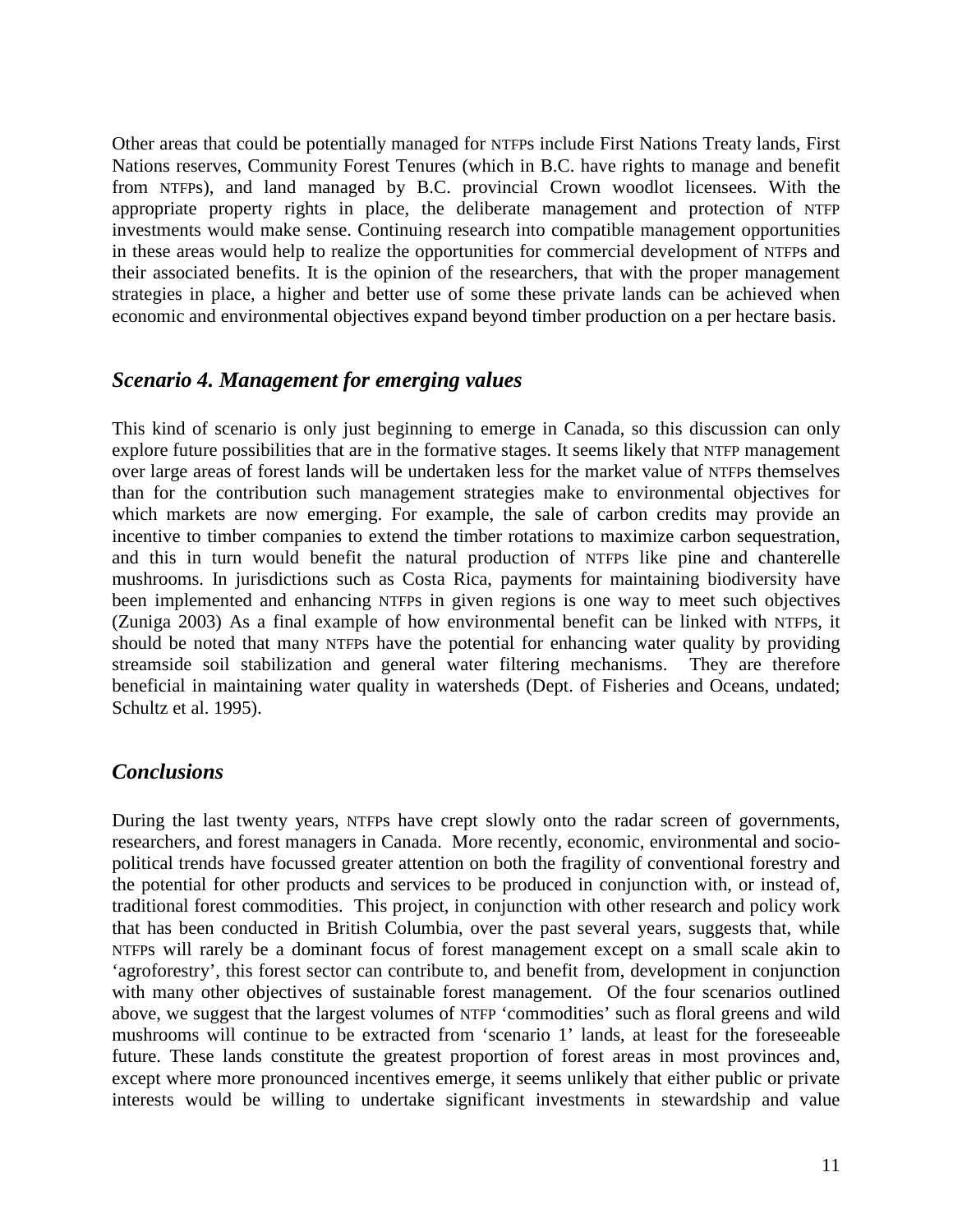Other areas that could be potentially managed for NTFPs include First Nations Treaty lands, First Nations reserves, Community Forest Tenures (which in B.C. have rights to manage and benefit from NTFPs), and land managed by B.C. provincial Crown woodlot licensees. With the appropriate property rights in place, the deliberate management and protection of NTFP investments would make sense. Continuing research into compatible management opportunities in these areas would help to realize the opportunities for commercial development of NTFPs and their associated benefits. It is the opinion of the researchers, that with the proper management strategies in place, a higher and better use of some these private lands can be achieved when economic and environmental objectives expand beyond timber production on a per hectare basis.

## *Scenario 4. Management for emerging values*

This kind of scenario is only just beginning to emerge in Canada, so this discussion can only explore future possibilities that are in the formative stages. It seems likely that NTFP management over large areas of forest lands will be undertaken less for the market value of NTFPs themselves than for the contribution such management strategies make to environmental objectives for which markets are now emerging. For example, the sale of carbon credits may provide an incentive to timber companies to extend the timber rotations to maximize carbon sequestration, and this in turn would benefit the natural production of NTFPs like pine and chanterelle mushrooms. In jurisdictions such as Costa Rica, payments for maintaining biodiversity have been implemented and enhancing NTFPs in given regions is one way to meet such objectives (Zuniga 2003) As a final example of how environmental benefit can be linked with NTFPs, it should be noted that many NTFPs have the potential for enhancing water quality by providing streamside soil stabilization and general water filtering mechanisms. They are therefore beneficial in maintaining water quality in watersheds (Dept. of Fisheries and Oceans, undated; Schultz et al. 1995).

## *Conclusions*

During the last twenty years, NTFPs have crept slowly onto the radar screen of governments, researchers, and forest managers in Canada. More recently, economic, environmental and socio-political trends have focussed greater attention on both the fragility of conventional forestry and the potential for other products and services to be produced in conjunction with, or instead of, traditional forest commodities. This project, in conjunction with other research and policy work that has been conducted in British Columbia, over the past several years, suggests that, while NTFPs will rarely be a dominant focus of forest management except on a small scale akin to 'agroforestry', this forest sector can contribute to, and benefit from, development in conjunction with many other objectives of sustainable forest management. Of the four scenarios outlined above, we suggest that the largest volumes of NTFP 'commodities' such as floral greens and wild mushrooms will continue to be extracted from 'scenario 1' lands, at least for the foreseeable future. These lands constitute the greatest proportion of forest areas in most provinces and, except where more pronounced incentives emerge, it seems unlikely that either public or private interests would be willing to undertake significant investments in stewardship and value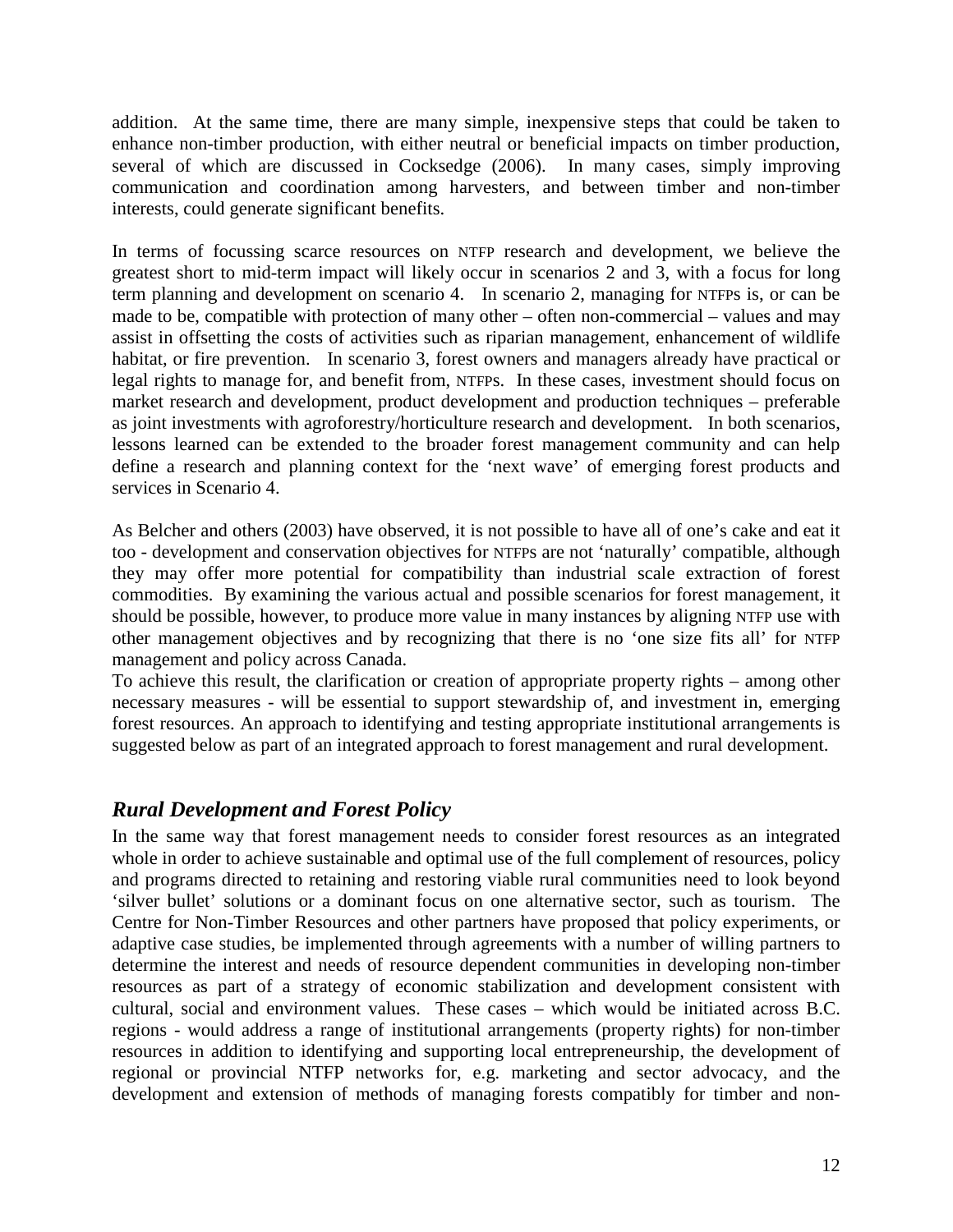addition. At the same time, there are many simple, inexpensive steps that could be taken to enhance non-timber production, with either neutral or beneficial impacts on timber production, several of which are discussed in Cocksedge (2006). In many cases, simply improving communication and coordination among harvesters, and between timber and non-timber interests, could generate significant benefits.

In terms of focussing scarce resources on NTFP research and development, we believe the greatest short to mid-term impact will likely occur in scenarios 2 and 3, with a focus for long term planning and development on scenario 4. In scenario 2, managing for NTFPs is, or can be made to be, compatible with protection of many other – often non-commercial – values and may assist in offsetting the costs of activities such as riparian management, enhancement of wildlife habitat, or fire prevention. In scenario 3, forest owners and managers already have practical or legal rights to manage for, and benefit from, NTFPs. In these cases, investment should focus on market research and development, product development and production techniques – preferable as joint investments with agroforestry/horticulture research and development. In both scenarios, lessons learned can be extended to the broader forest management community and can help define a research and planning context for the 'next wave' of emerging forest products and services in Scenario 4.

As Belcher and others (2003) have observed, it is not possible to have all of one's cake and eat it too - development and conservation objectives for NTFPs are not 'naturally' compatible, although they may offer more potential for compatibility than industrial scale extraction of forest commodities. By examining the various actual and possible scenarios for forest management, it should be possible, however, to produce more value in many instances by aligning NTFP use with other management objectives and by recognizing that there is no 'one size fits all' for NTFP management and policy across Canada.

To achieve this result, the clarification or creation of appropriate property rights – among other necessary measures - will be essential to support stewardship of, and investment in, emerging forest resources. An approach to identifying and testing appropriate institutional arrangements is suggested below as part of an integrated approach to forest management and rural development.

## *Rural Development and Forest Policy*

In the same way that forest management needs to consider forest resources as an integrated whole in order to achieve sustainable and optimal use of the full complement of resources, policy and programs directed to retaining and restoring viable rural communities need to look beyond 'silver bullet' solutions or a dominant focus on one alternative sector, such as tourism. The Centre for Non-Timber Resources and other partners have proposed that policy experiments, or adaptive case studies, be implemented through agreements with a number of willing partners to determine the interest and needs of resource dependent communities in developing non-timber resources as part of a strategy of economic stabilization and development consistent with cultural, social and environment values. These cases – which would be initiated across B.C. regions - would address a range of institutional arrangements (property rights) for non-timber resources in addition to identifying and supporting local entrepreneurship, the development of regional or provincial NTFP networks for, e.g. marketing and sector advocacy, and the development and extension of methods of managing forests compatibly for timber and non-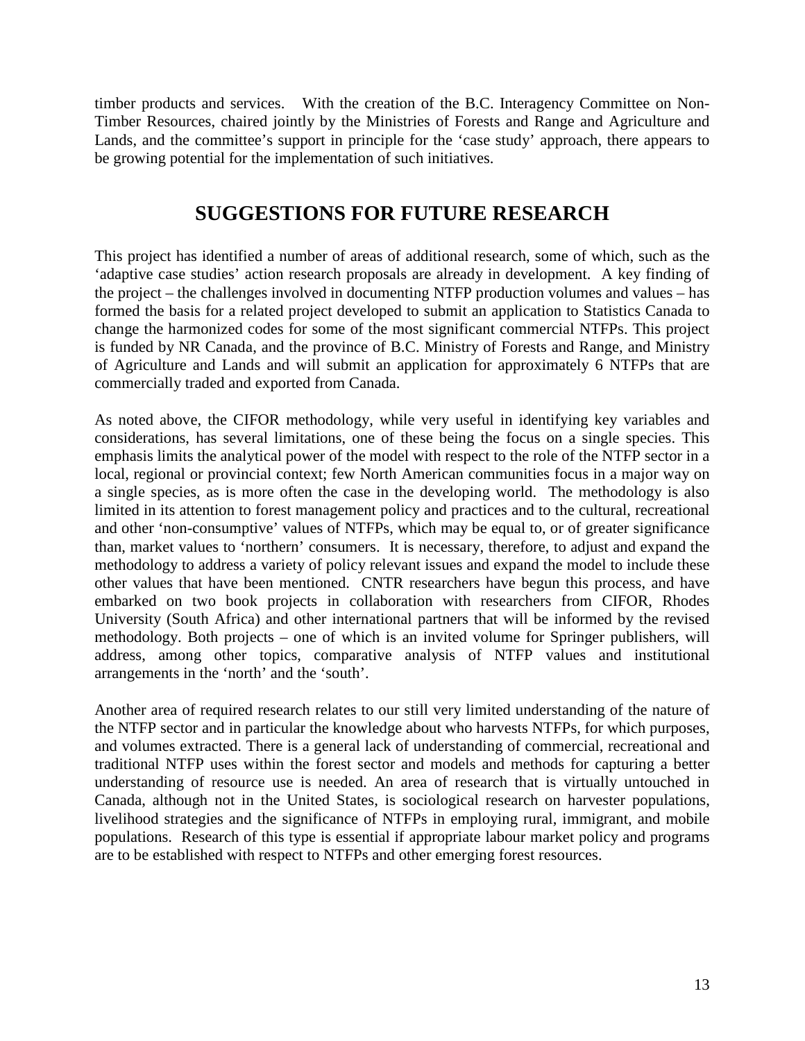timber products and services. With the creation of the B.C. Interagency Committee on Non-Timber Resources, chaired jointly by the Ministries of Forests and Range and Agriculture and Lands, and the committee's support in principle for the 'case study' approach, there appears to be growing potential for the implementation of such initiatives.

# SUGGESTIONS FOR FUTURE RESEARCH

This project has identified a number of areas of additional research, some of which, such as the 'adaptive case studies' action research proposals are already in development. A key finding of the project – the challenges involved in documenting NTFP production volumes and values – has formed the basis for a related project developed to submit an application to Statistics Canada to change the harmonized codes for some of the most significant commercial NTFPs. This project is funded by NR Canada, and the province of B.C. Ministry of Forests and Range, and Ministry of Agriculture and Lands and will submit an application for approximately 6 NTFPs that are commercially traded and exported from Canada.

As noted above, the CIFOR methodology, while very useful in identifying key variables and considerations, has several limitations, one of these being the focus on a single species. This emphasis limits the analytical power of the model with respect to the role of the NTFP sector in a local, regional or provincial context; few North American communities focus in a major way on a single species, as is more often the case in the developing world. The methodology is also limited in its attention to forest management policy and practices and to the cultural, recreational and other 'non-consumptive' values of NTFPs, which may be equal to, or of greater significance than, market values to 'northern' consumers. It is necessary, therefore, to adjust and expand the methodology to address a variety of policy relevant issues and expand the model to include these other values that have been mentioned. CNTR researchers have begun this process, and have embarked on two book projects in collaboration with researchers from CIFOR, Rhodes University (South Africa) and other international partners that will be informed by the revised methodology. Both projects – one of which is an invited volume for Springer publishers, will address, among other topics, comparative analysis of NTFP values and institutional arrangements in the 'north' and the 'south'.

Another area of required research relates to our still very limited understanding of the nature of the NTFP sector and in particular the knowledge about who harvests NTFPs, for which purposes, and volumes extracted. There is a general lack of understanding of commercial, recreational and traditional NTFP uses within the forest sector and models and methods for capturing a better understanding of resource use is needed. An area of research that is virtually untouched in Canada, although not in the United States, is sociological research on harvester populations, livelihood strategies and the significance of NTFPs in employing rural, immigrant, and mobile populations. Research of this type is essential if appropriate labour market policy and programs are to be established with respect to NTFPs and other emerging forest resources.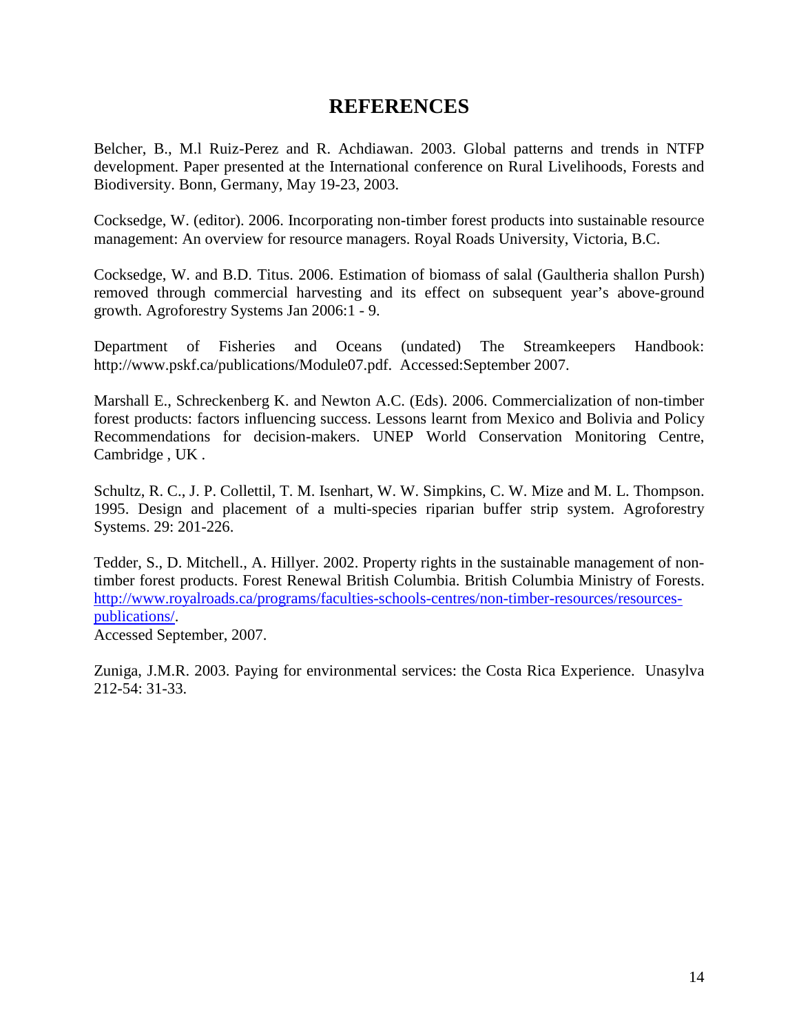# REFERENCES

Belcher, B., M.l Ruiz-Perez and R. Achdiawan. 2003. Global patterns and trends in NTFP development. Paper presented at the International conference on Rural Livelihoods, Forests and Biodiversity. Bonn, Germany, May 19-23, 2003.

Cocksedge, W. (editor). 2006. Incorporating non-timber forest products into sustainable resource management: An overview for resource managers. Royal Roads University, Victoria, B.C.

Cocksedge, W. and B.D. Titus. 2006. Estimation of biomass of salal (Gaultheria shallon Pursh) removed through commercial harvesting and its effect on subsequent year's above-ground growth. Agroforestry Systems Jan 2006:1 - 9.

Department of Fisheries and Oceans (undated) The Streamkeepers Handbook: http://www.pskf.ca/publications/Module07.pdf. Accessed:September 2007.

Marshall E., Schreckenberg K. and Newton A.C. (Eds). 2006. Commercialization of non-timber forest products: factors influencing success. Lessons learnt from Mexico and Bolivia and Policy Recommendations for decision-makers. UNEP World Conservation Monitoring Centre, Cambridge , UK .

Schultz, R. C., J. P. Collettil, T. M. Isenhart, W. W. Simpkins, C. W. Mize and M. L. Thompson. 1995. Design and placement of a multi-species riparian buffer strip system. Agroforestry Systems. 29: 201-226.

Tedder, S., D. Mitchell., A. Hillyer. 2002. Property rights in the sustainable management of non-timber forest products. Forest Renewal British Columbia. British Columbia Ministry of Forests. http://www.royalroads.ca/programs/faculties-schools-centres/non-timber-resources/resources-publications/.
Accessed September, 2007.

Zuniga, J.M.R. 2003. Paying for environmental services: the Costa Rica Experience. Unasylva 212-54: 31-33.